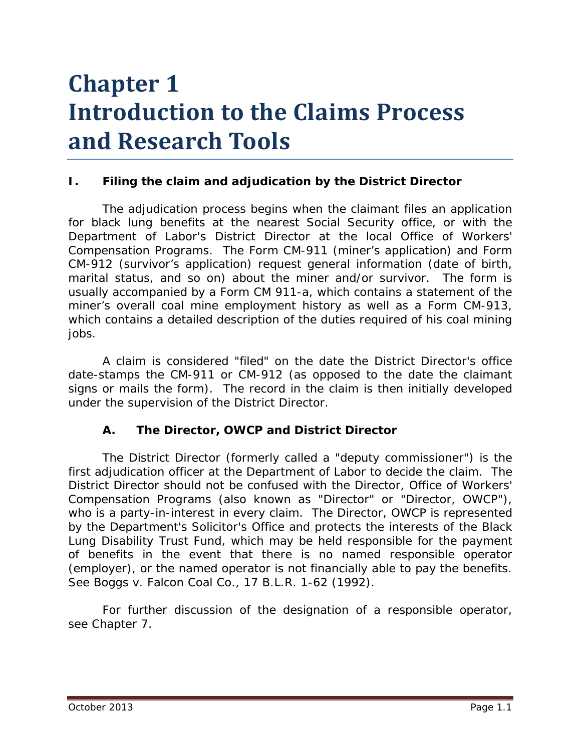# Chapter 1
# Introduction to the Claims Process and Research Tools

## I. Filing the claim and adjudication by the District Director

The adjudication process begins when the claimant files an application for black lung benefits at the nearest Social Security office, or with the Department of Labor's District Director at the local Office of Workers' Compensation Programs. The Form CM-911 (miner's application) and Form CM-912 (survivor's application) request general information (date of birth, marital status, and so on) about the miner and/or survivor. The form is usually accompanied by a Form CM 911-a, which contains a statement of the miner's overall coal mine employment history as well as a Form CM-913, which contains a detailed description of the duties required of his coal mining jobs.

A claim is considered "filed" on the date the District Director's office date-stamps the CM-911 or CM-912 (as opposed to the date the claimant signs or mails the form). The record in the claim is then initially developed under the supervision of the District Director.

### A. The Director, OWCP and District Director

The District Director (formerly called a "deputy commissioner") is the first adjudication officer at the Department of Labor to decide the claim. The District Director should not be confused with the Director, Office of Workers' Compensation Programs (also known as "Director" or "Director, OWCP"), who is a party-in-interest in every claim. The Director, OWCP is represented by the Department's Solicitor's Office and protects the interests of the Black Lung Disability Trust Fund, which may be held responsible for the payment of benefits in the event that there is no named responsible operator (employer), or the named operator is not financially able to pay the benefits. See Boggs v. Falcon Coal Co., 17 B.L.R. 1-62 (1992).

For further discussion of the designation of a responsible operator, see Chapter 7.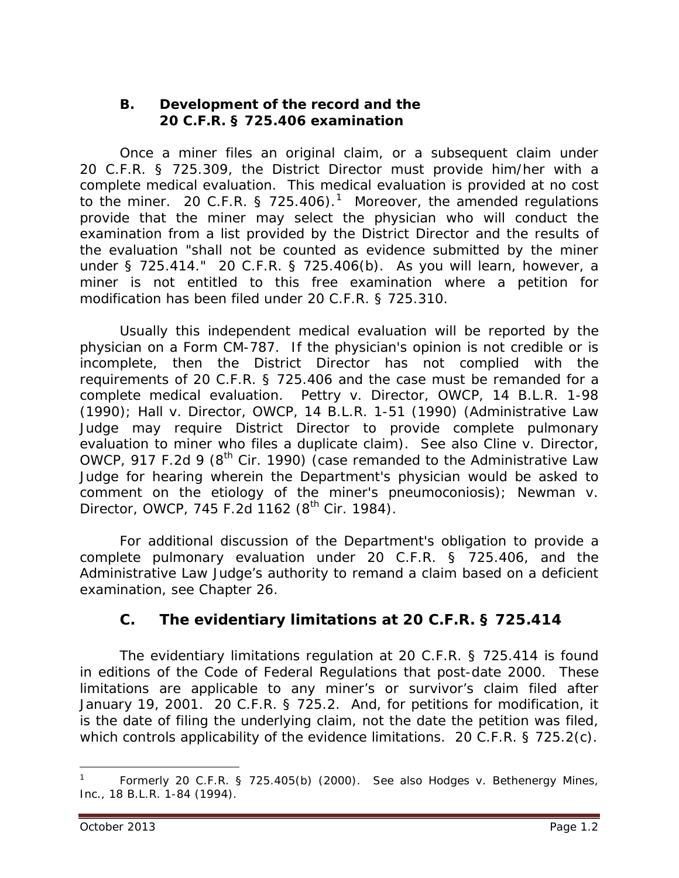### B. Development of the record and the 20 C.F.R. § 725.406 examination

Once a miner files an original claim, or a subsequent claim under 20 C.F.R. § 725.309, the District Director must provide him/her with a complete medical evaluation. This medical evaluation is provided at no cost to the miner. 20 C.F.R. § 725.406).[1] Moreover, the amended regulations provide that the miner may select the physician who will conduct the examination from a list provided by the District Director and the results of the evaluation "shall not be counted as evidence submitted by the miner under § 725.414." 20 C.F.R. § 725.406(b). As you will learn, however, a miner is not entitled to this free examination where a petition for modification has been filed under 20 C.F.R. § 725.310.

Usually this independent medical evaluation will be reported by the physician on a Form CM-787. If the physician's opinion is not credible or is incomplete, then the District Director has not complied with the requirements of 20 C.F.R. § 725.406 and the case must be remanded for a complete medical evaluation. *Pettry v. Director, OWCP*, 14 B.L.R. 1-98 (1990); *Hall v. Director, OWCP*, 14 B.L.R. 1-51 (1990) (Administrative Law Judge may require District Director to provide complete pulmonary evaluation to miner who files a duplicate claim). *See also Cline v. Director, OWCP*, 917 F.2d 9 (8th Cir. 1990) (case remanded to the Administrative Law Judge for hearing wherein the Department's physician would be asked to comment on the etiology of the miner's pneumoconiosis); *Newman v. Director, OWCP*, 745 F.2d 1162 (8th Cir. 1984).

For additional discussion of the Department's obligation to provide a complete pulmonary evaluation under 20 C.F.R. § 725.406, and the Administrative Law Judge's authority to remand a claim based on a deficient examination, see Chapter 26.

### C. The evidentiary limitations at 20 C.F.R. § 725.414

The evidentiary limitations regulation at 20 C.F.R. § 725.414 is found in editions of the Code of Federal Regulations that post-date 2000. These limitations are applicable to any miner's or survivor's claim filed after January 19, 2001. 20 C.F.R. § 725.2. And, for petitions for modification, it is the date of filing the underlying claim, not the date the petition was filed, which controls applicability of the evidence limitations. 20 C.F.R. § 725.2(c).

---

[1] Formerly 20 C.F.R. § 725.405(b) (2000). *See also Hodges v. Bethenergy Mines, Inc.*, 18 B.L.R. 1-84 (1994).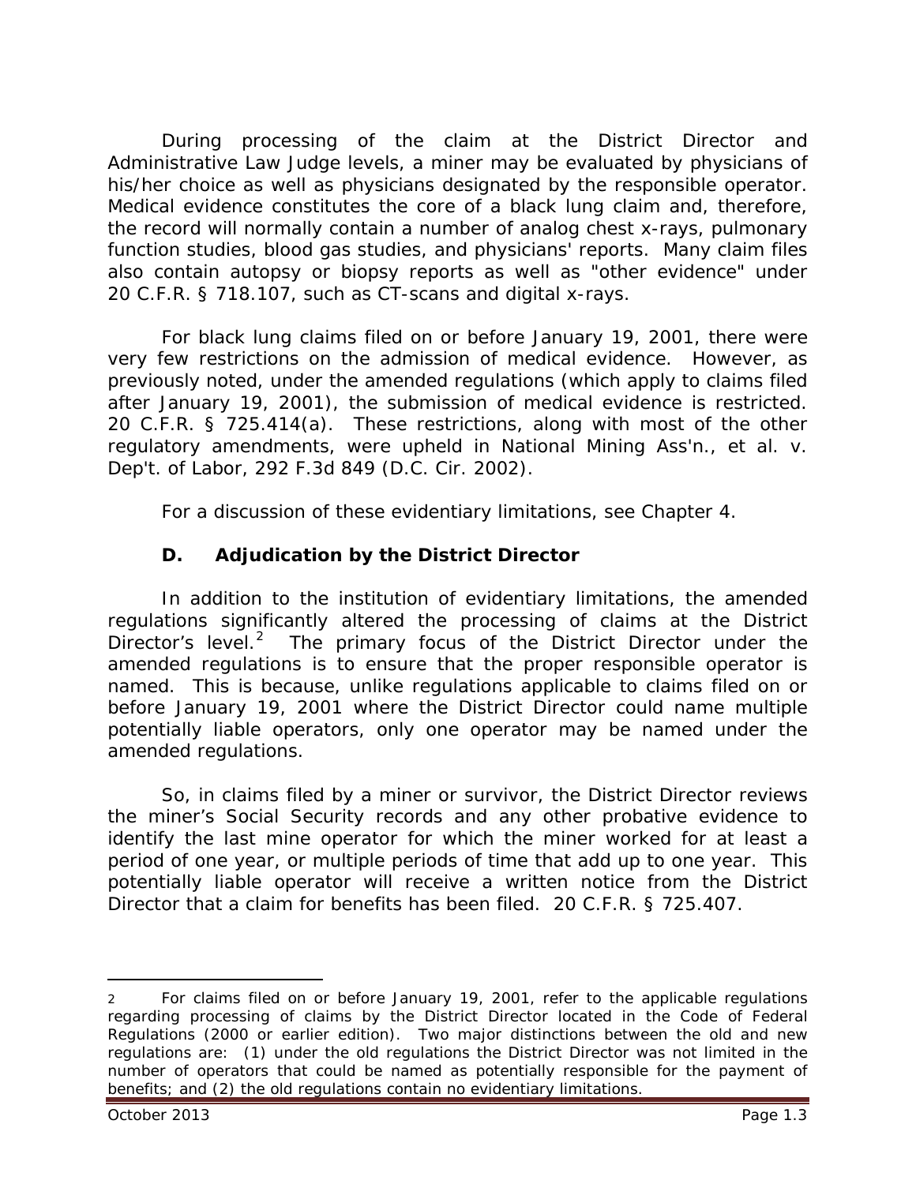During processing of the claim at the District Director and Administrative Law Judge levels, a miner may be evaluated by physicians of his/her choice as well as physicians designated by the responsible operator. Medical evidence constitutes the core of a black lung claim and, therefore, the record will normally contain a number of analog chest x-rays, pulmonary function studies, blood gas studies, and physicians' reports. Many claim files also contain autopsy or biopsy reports as well as "other evidence" under 20 C.F.R. § 718.107, such as CT-scans and digital x-rays.

For black lung claims filed on or before January 19, 2001, there were very few restrictions on the admission of medical evidence. However, as previously noted, under the amended regulations (which apply to claims filed after January 19, 2001), the submission of medical evidence is restricted. 20 C.F.R. § 725.414(a). These restrictions, along with most of the other regulatory amendments, were upheld in National Mining Ass'n., et al. v. Dep't. of Labor, 292 F.3d 849 (D.C. Cir. 2002).

For a discussion of these evidentiary limitations, see Chapter 4.

### D. Adjudication by the District Director

In addition to the institution of evidentiary limitations, the amended regulations significantly altered the processing of claims at the District Director's level.[2] The primary focus of the District Director under the amended regulations is to ensure that the proper responsible operator is named. This is because, unlike regulations applicable to claims filed on or before January 19, 2001 where the District Director could name multiple potentially liable operators, only one operator may be named under the amended regulations.

So, in claims filed by a miner or survivor, the District Director reviews the miner's Social Security records and any other probative evidence to identify the last mine operator for which the miner worked for at least a period of one year, or multiple periods of time that add up to one year. This potentially liable operator will receive a written notice from the District Director that a claim for benefits has been filed. 20 C.F.R. § 725.407.

---

[2] For claims filed on or before January 19, 2001, refer to the applicable regulations regarding processing of claims by the District Director located in the Code of Federal Regulations (2000 or earlier edition). Two major distinctions between the old and new regulations are: (1) under the old regulations the District Director was not limited in the number of operators that could be named as potentially responsible for the payment of benefits; and (2) the old regulations contain no evidentiary limitations.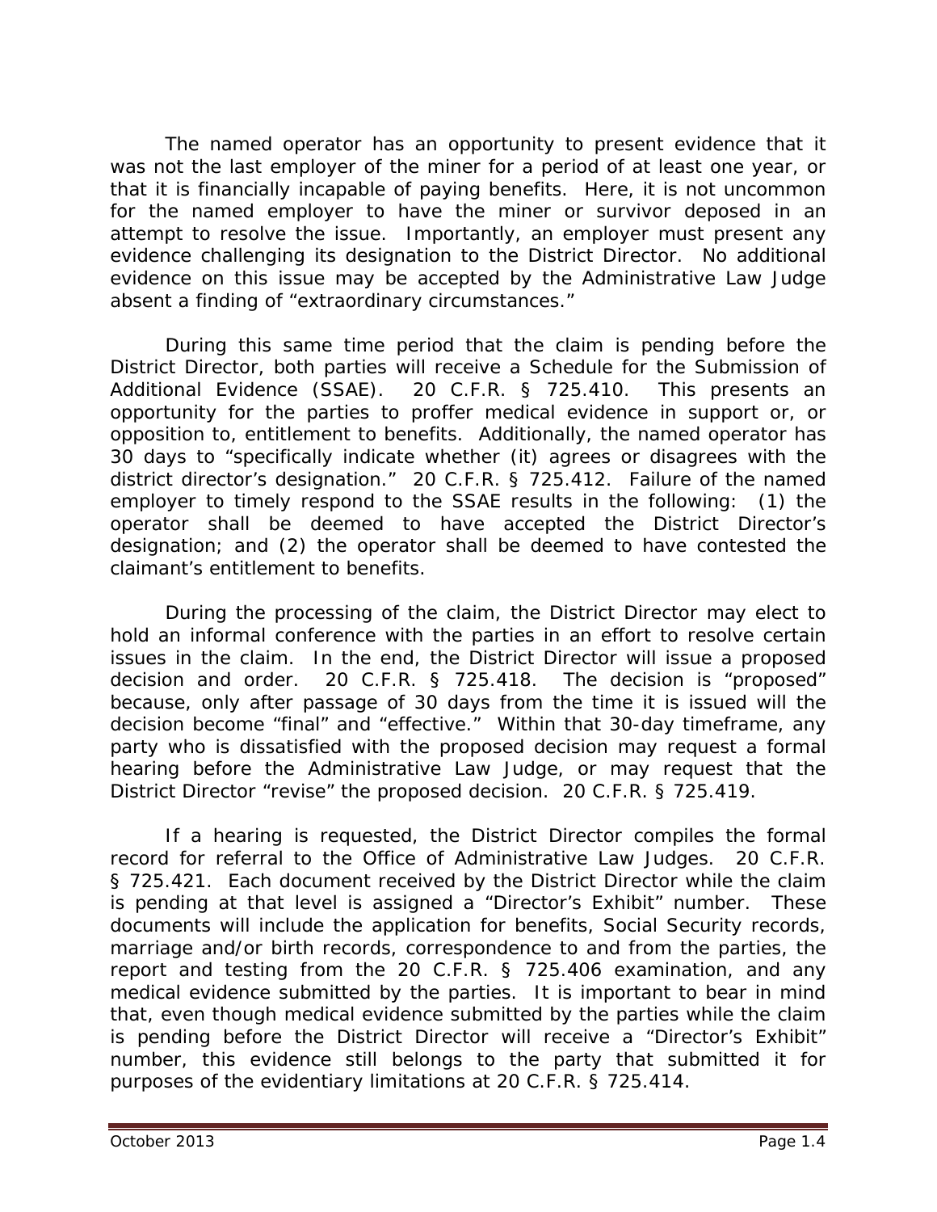The named operator has an opportunity to present evidence that it was not the last employer of the miner for a period of at least one year, or that it is financially incapable of paying benefits. Here, it is not uncommon for the named employer to have the miner or survivor deposed in an attempt to resolve the issue. Importantly, an employer must present any evidence challenging its designation to the District Director. No additional evidence on this issue may be accepted by the Administrative Law Judge absent a finding of "extraordinary circumstances."

During this same time period that the claim is pending before the District Director, both parties will receive a Schedule for the Submission of Additional Evidence (SSAE). 20 C.F.R. § 725.410. This presents an opportunity for the parties to proffer medical evidence in support or, or opposition to, entitlement to benefits. Additionally, the named operator has 30 days to "specifically indicate whether (it) agrees or disagrees with the district director's designation." 20 C.F.R. § 725.412. Failure of the named employer to timely respond to the SSAE results in the following: (1) the operator shall be deemed to have accepted the District Director's designation; and (2) the operator shall be deemed to have contested the claimant's entitlement to benefits.

During the processing of the claim, the District Director may elect to hold an informal conference with the parties in an effort to resolve certain issues in the claim. In the end, the District Director will issue a proposed decision and order. 20 C.F.R. § 725.418. The decision is "proposed" because, only after passage of 30 days from the time it is issued will the decision become "final" and "effective." Within that 30-day timeframe, any party who is dissatisfied with the proposed decision may request a formal hearing before the Administrative Law Judge, or may request that the District Director "revise" the proposed decision. 20 C.F.R. § 725.419.

If a hearing is requested, the District Director compiles the formal record for referral to the Office of Administrative Law Judges. 20 C.F.R. § 725.421. Each document received by the District Director while the claim is pending at that level is assigned a "Director's Exhibit" number. These documents will include the application for benefits, Social Security records, marriage and/or birth records, correspondence to and from the parties, the report and testing from the 20 C.F.R. § 725.406 examination, and any medical evidence submitted by the parties. It is important to bear in mind that, even though medical evidence submitted by the parties while the claim is pending before the District Director will receive a "Director's Exhibit" number, this evidence still belongs to the party that submitted it for purposes of the evidentiary limitations at 20 C.F.R. § 725.414.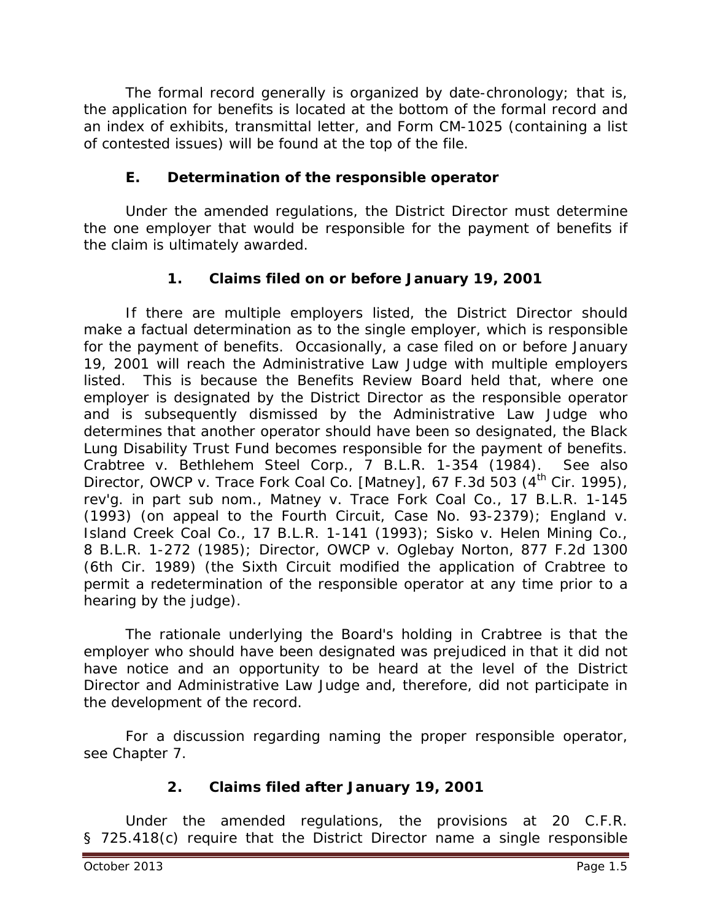The formal record generally is organized by date-chronology; that is, the application for benefits is located at the bottom of the formal record and an index of exhibits, transmittal letter, and Form CM-1025 (containing a list of contested issues) will be found at the top of the file.

### E. Determination of the responsible operator

Under the amended regulations, the District Director must determine the one employer that would be responsible for the payment of benefits if the claim is ultimately awarded.

#### 1. Claims filed on or before January 19, 2001

If there are multiple employers listed, the District Director should make a factual determination as to the single employer, which is responsible for the payment of benefits. Occasionally, a case filed on or before January 19, 2001 will reach the Administrative Law Judge with multiple employers listed. This is because the Benefits Review Board held that, where one employer is designated by the District Director as the responsible operator and is subsequently dismissed by the Administrative Law Judge who determines that another operator should have been so designated, the Black Lung Disability Trust Fund becomes responsible for the payment of benefits. *Crabtree v. Bethlehem Steel Corp.*, 7 B.L.R. 1-354 (1984). *See also Director, OWCP v. Trace Fork Coal Co. [Matney]*, 67 F.3d 503 (4th Cir. 1995), *rev'g. in part sub nom., Matney v. Trace Fork Coal Co.*, 17 B.L.R. 1-145 (1993) (on appeal to the Fourth Circuit, Case No. 93-2379); *England v. Island Creek Coal Co.*, 17 B.L.R. 1-141 (1993); *Sisko v. Helen Mining Co.*, 8 B.L.R. 1-272 (1985); *Director, OWCP v. Oglebay Norton*, 877 F.2d 1300 (6th Cir. 1989) (the Sixth Circuit modified the application of *Crabtree* to permit a redetermination of the responsible operator at any time prior to a hearing by the judge).

The rationale underlying the Board's holding in *Crabtree* is that the employer who should have been designated was prejudiced in that it did not have notice and an opportunity to be heard at the level of the District Director and Administrative Law Judge and, therefore, did not participate in the development of the record.

For a discussion regarding naming the proper responsible operator, see Chapter 7.

#### 2. Claims filed after January 19, 2001

Under the amended regulations, the provisions at 20 C.F.R. § 725.418(c) require that the District Director name a single responsible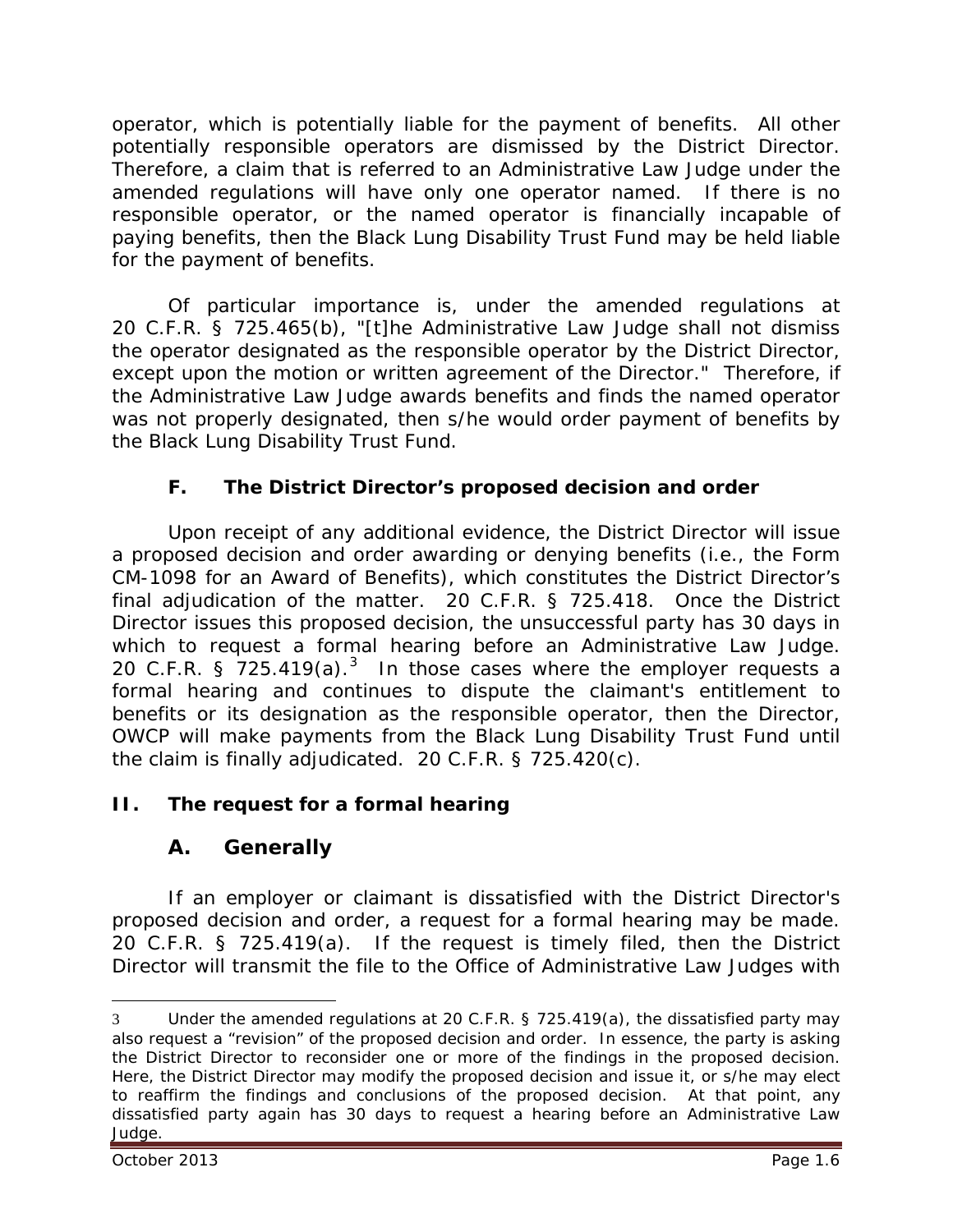operator, which is potentially liable for the payment of benefits. All other potentially responsible operators are dismissed by the District Director. Therefore, a claim that is referred to an Administrative Law Judge under the amended regulations will have only one operator named. If there is no responsible operator, or the named operator is financially incapable of paying benefits, then the Black Lung Disability Trust Fund may be held liable for the payment of benefits.

Of particular importance is, under the amended regulations at 20 C.F.R. § 725.465(b), "[t]he Administrative Law Judge shall not dismiss the operator designated as the responsible operator by the District Director, except upon the motion or written agreement of the Director." Therefore, if the Administrative Law Judge awards benefits and finds the named operator was not properly designated, then s/he would order payment of benefits by the Black Lung Disability Trust Fund.

### F. The District Director's proposed decision and order

Upon receipt of any additional evidence, the District Director will issue a proposed decision and order awarding or denying benefits (i.e., the Form CM-1098 for an Award of Benefits), which constitutes the District Director's final adjudication of the matter. 20 C.F.R. § 725.418. Once the District Director issues this proposed decision, the unsuccessful party has 30 days in which to request a formal hearing before an Administrative Law Judge. 20 C.F.R. § 725.419(a).[3] In those cases where the employer requests a formal hearing and continues to dispute the claimant's entitlement to benefits or its designation as the responsible operator, then the Director, OWCP will make payments from the Black Lung Disability Trust Fund until the claim is finally adjudicated. 20 C.F.R. § 725.420(c).

## II. The request for a formal hearing

### A. Generally

If an employer or claimant is dissatisfied with the District Director's proposed decision and order, a request for a formal hearing may be made. 20 C.F.R. § 725.419(a). If the request is timely filed, then the District Director will transmit the file to the Office of Administrative Law Judges with

---

[3] Under the amended regulations at 20 C.F.R. § 725.419(a), the dissatisfied party may also request a "revision" of the proposed decision and order. In essence, the party is asking the District Director to reconsider one or more of the findings in the proposed decision. Here, the District Director may modify the proposed decision and issue it, or s/he may elect to reaffirm the findings and conclusions of the proposed decision. At that point, any dissatisfied party again has 30 days to request a hearing before an Administrative Law Judge.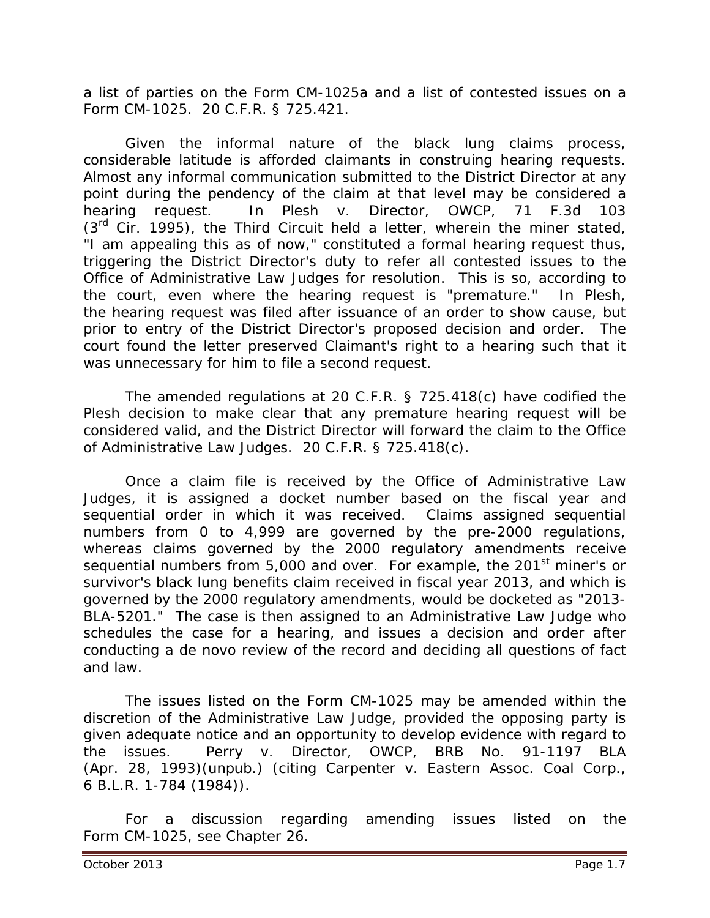a list of parties on the Form CM-1025a and a list of contested issues on a Form CM-1025. 20 C.F.R. § 725.421.

Given the informal nature of the black lung claims process, considerable latitude is afforded claimants in construing hearing requests. Almost any informal communication submitted to the District Director at any point during the pendency of the claim at that level may be considered a hearing request. In *Plesh v. Director, OWCP*, 71 F.3d 103 (3rd Cir. 1995), the Third Circuit held a letter, wherein the miner stated, "I am appealing this as of now," constituted a formal hearing request thus, triggering the District Director's duty to refer all contested issues to the Office of Administrative Law Judges for resolution. This is so, according to the court, even where the hearing request is "premature." In *Plesh*, the hearing request was filed after issuance of an order to show cause, but prior to entry of the District Director's proposed decision and order. The court found the letter preserved Claimant's right to a hearing such that it was unnecessary for him to file a second request.

The amended regulations at 20 C.F.R. § 725.418(c) have codified the *Plesh* decision to make clear that any premature hearing request will be considered valid, and the District Director will forward the claim to the Office of Administrative Law Judges. 20 C.F.R. § 725.418(c).

Once a claim file is received by the Office of Administrative Law Judges, it is assigned a docket number based on the fiscal year and sequential order in which it was received. Claims assigned sequential numbers from 0 to 4,999 are governed by the pre-2000 regulations, whereas claims governed by the 2000 regulatory amendments receive sequential numbers from 5,000 and over. For example, the 201st miner's or survivor's black lung benefits claim received in fiscal year 2013, and which is governed by the 2000 regulatory amendments, would be docketed as "2013-BLA-5201." The case is then assigned to an Administrative Law Judge who schedules the case for a hearing, and issues a decision and order after conducting a de novo review of the record and deciding all questions of fact and law.

The issues listed on the Form CM-1025 may be amended within the discretion of the Administrative Law Judge, provided the opposing party is given adequate notice and an opportunity to develop evidence with regard to the issues. *Perry v. Director, OWCP*, BRB No. 91-1197 BLA (Apr. 28, 1993)(unpub.) (citing *Carpenter v. Eastern Assoc. Coal Corp.*, 6 B.L.R. 1-784 (1984)).

For a discussion regarding amending issues listed on the Form CM-1025, see Chapter 26.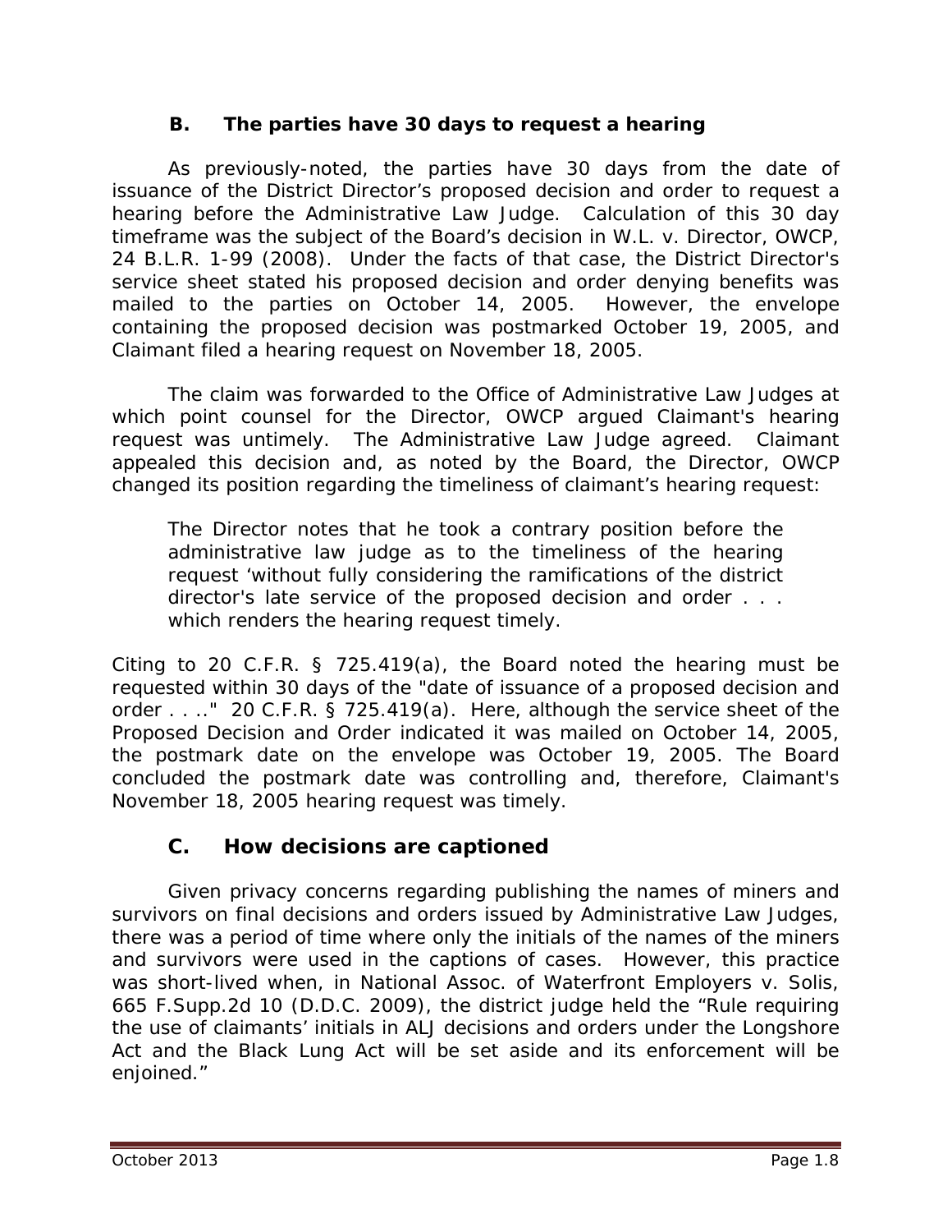### B. The parties have 30 days to request a hearing

As previously-noted, the parties have 30 days from the date of issuance of the District Director's proposed decision and order to request a hearing before the Administrative Law Judge. Calculation of this 30 day timeframe was the subject of the Board's decision in *W.L. v. Director, OWCP*, 24 B.L.R. 1-99 (2008). Under the facts of that case, the District Director's service sheet stated his proposed decision and order denying benefits was mailed to the parties on October 14, 2005. However, the envelope containing the proposed decision was postmarked October 19, 2005, and Claimant filed a hearing request on November 18, 2005.

The claim was forwarded to the Office of Administrative Law Judges at which point counsel for the Director, OWCP argued Claimant's hearing request was untimely. The Administrative Law Judge agreed. Claimant appealed this decision and, as noted by the Board, the Director, OWCP changed its position regarding the timeliness of claimant's hearing request:

> The Director notes that he took a contrary position before the administrative law judge as to the timeliness of the hearing request 'without fully considering the ramifications of the district director's late service of the proposed decision and order . . . which renders the hearing request timely.

Citing to 20 C.F.R. § 725.419(a), the Board noted the hearing must be requested within 30 days of the "date of issuance of a proposed decision and order . . .." 20 C.F.R. § 725.419(a). Here, although the service sheet of the Proposed Decision and Order indicated it was mailed on October 14, 2005, the postmark date on the envelope was October 19, 2005. The Board concluded the postmark date was controlling and, therefore, Claimant's November 18, 2005 hearing request was timely.

### C. How decisions are captioned

Given privacy concerns regarding publishing the names of miners and survivors on final decisions and orders issued by Administrative Law Judges, there was a period of time where only the initials of the names of the miners and survivors were used in the captions of cases. However, this practice was short-lived when, in *National Assoc. of Waterfront Employers v. Solis*, 665 F.Supp.2d 10 (D.D.C. 2009), the district judge held the "Rule requiring the use of claimants' initials in ALJ decisions and orders under the Longshore Act and the Black Lung Act will be set aside and its enforcement will be enjoined."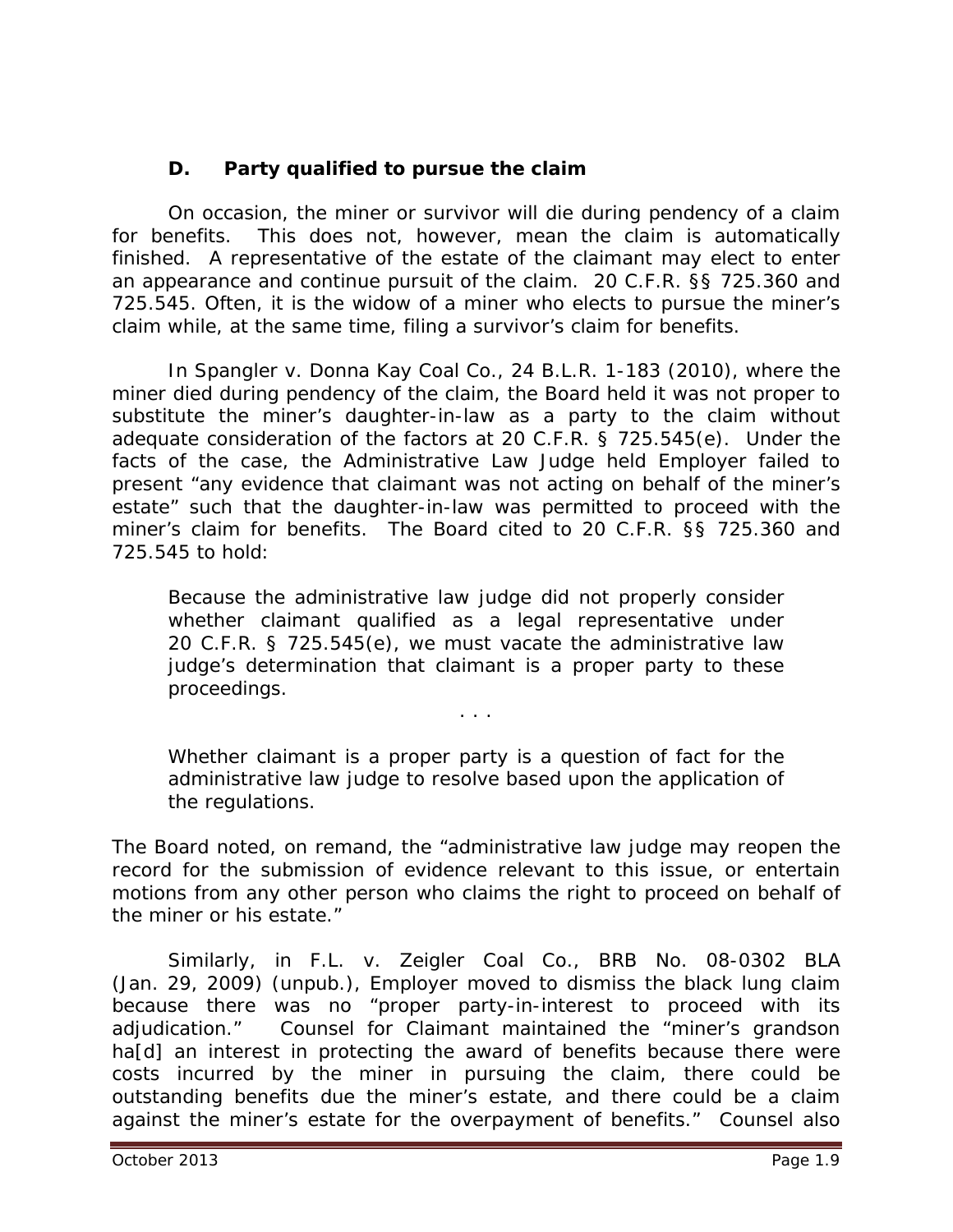### D. Party qualified to pursue the claim

On occasion, the miner or survivor will die during pendency of a claim for benefits. This does not, however, mean the claim is automatically finished. A representative of the estate of the claimant may elect to enter an appearance and continue pursuit of the claim. 20 C.F.R. §§ 725.360 and 725.545. Often, it is the widow of a miner who elects to pursue the miner's claim while, at the same time, filing a survivor's claim for benefits.

In *Spangler v. Donna Kay Coal Co.*, 24 B.L.R. 1-183 (2010), where the miner died during pendency of the claim, the Board held it was not proper to substitute the miner's daughter-in-law as a party to the claim without adequate consideration of the factors at 20 C.F.R. § 725.545(e). Under the facts of the case, the Administrative Law Judge held Employer failed to present "any evidence that claimant was not acting on behalf of the miner's estate" such that the daughter-in-law was permitted to proceed with the miner's claim for benefits. The Board cited to 20 C.F.R. §§ 725.360 and 725.545 to hold:

> Because the administrative law judge did not properly consider whether claimant qualified as a legal representative under 20 C.F.R. § 725.545(e), we must vacate the administrative law judge's determination that claimant is a proper party to these proceedings.
>
> . . .
>
> Whether claimant is a proper party is a question of fact for the administrative law judge to resolve based upon the application of the regulations.

The Board noted, on remand, the "administrative law judge may reopen the record for the submission of evidence relevant to this issue, or entertain motions from any other person who claims the right to proceed on behalf of the miner or his estate."

Similarly, in *F.L. v. Zeigler Coal Co.*, BRB No. 08-0302 BLA (Jan. 29, 2009) (unpub.), Employer moved to dismiss the black lung claim because there was no "proper party-in-interest to proceed with its adjudication." Counsel for Claimant maintained the "miner's grandson ha[d] an interest in protecting the award of benefits because there were costs incurred by the miner in pursuing the claim, there could be outstanding benefits due the miner's estate, and there could be a claim against the miner's estate for the overpayment of benefits." Counsel also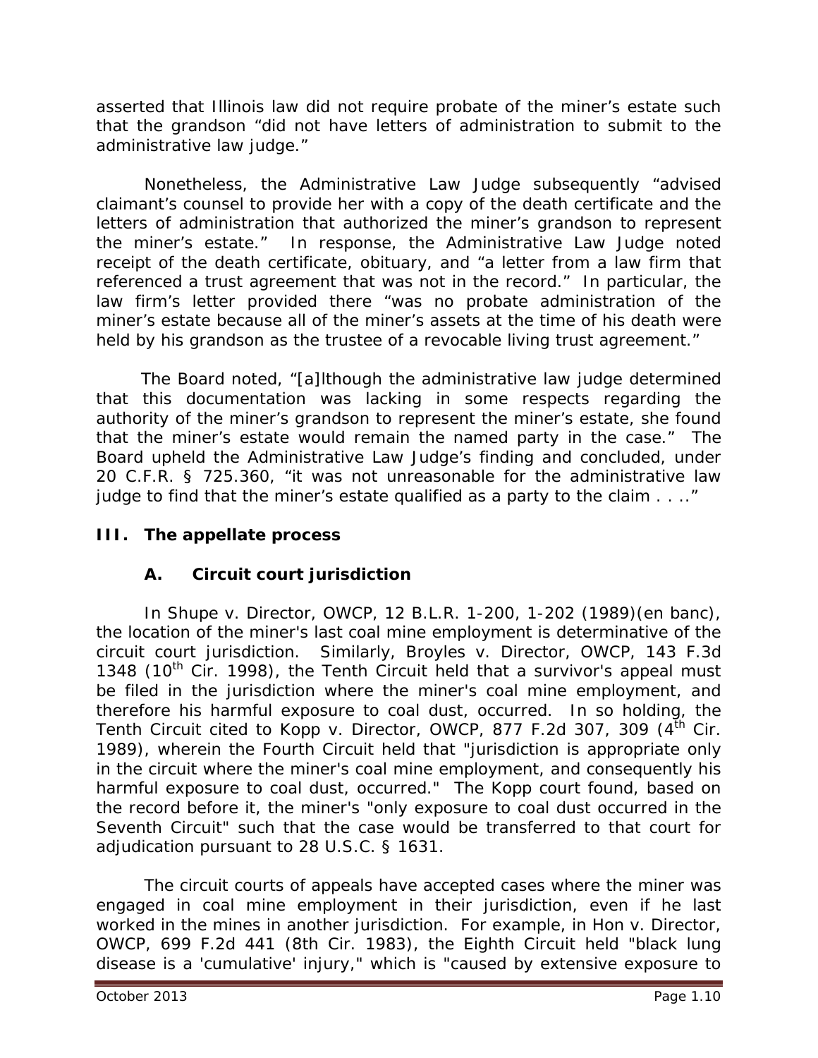asserted that Illinois law did not require probate of the miner's estate such that the grandson "did not have letters of administration to submit to the administrative law judge."

Nonetheless, the Administrative Law Judge subsequently "advised claimant's counsel to provide her with a copy of the death certificate and the letters of administration that authorized the miner's grandson to represent the miner's estate." In response, the Administrative Law Judge noted receipt of the death certificate, obituary, and "a letter from a law firm that referenced a trust agreement that was not in the record." In particular, the law firm's letter provided there "was no probate administration of the miner's estate because all of the miner's assets at the time of his death were held by his grandson as the trustee of a revocable living trust agreement."

The Board noted, "[a]lthough the administrative law judge determined that this documentation was lacking in some respects regarding the authority of the miner's grandson to represent the miner's estate, she found that the miner's estate would remain the named party in the case." The Board upheld the Administrative Law Judge's finding and concluded, under 20 C.F.R. § 725.360, "it was not unreasonable for the administrative law judge to find that the miner's estate qualified as a party to the claim . . .."

## III. The appellate process

### A. Circuit court jurisdiction

In *Shupe v. Director, OWCP*, 12 B.L.R. 1-200, 1-202 (1989)(en banc), the location of the miner's last coal mine employment is determinative of the circuit court jurisdiction. Similarly, *Broyles v. Director, OWCP*, 143 F.3d 1348 (10th Cir. 1998), the Tenth Circuit held that a survivor's appeal must be filed in the jurisdiction where the miner's coal mine employment, and therefore his harmful exposure to coal dust, occurred. In so holding, the Tenth Circuit cited to *Kopp v. Director, OWCP*, 877 F.2d 307, 309 (4th Cir. 1989), wherein the Fourth Circuit held that "jurisdiction is appropriate only in the circuit where the miner's coal mine employment, and consequently his harmful exposure to coal dust, occurred." The *Kopp* court found, based on the record before it, the miner's "only exposure to coal dust occurred in the Seventh Circuit" such that the case would be transferred to that court for adjudication pursuant to 28 U.S.C. § 1631.

The circuit courts of appeals have accepted cases where the miner was engaged in coal mine employment in their jurisdiction, even if he last worked in the mines in another jurisdiction. For example, in *Hon v. Director, OWCP*, 699 F.2d 441 (8th Cir. 1983), the Eighth Circuit held "black lung disease is a 'cumulative' injury," which is "caused by extensive exposure to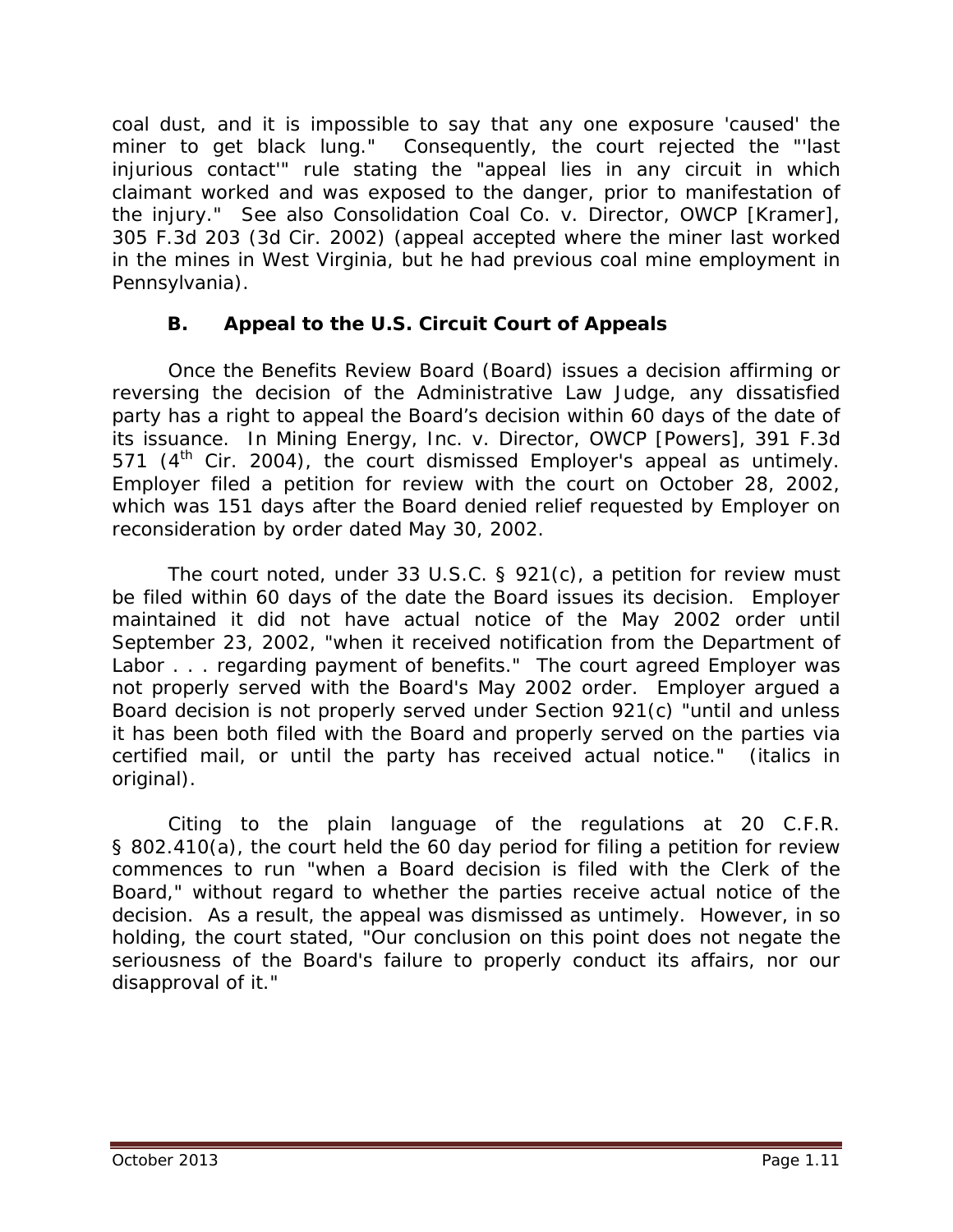coal dust, and it is impossible to say that any one exposure 'caused' the miner to get black lung." Consequently, the court rejected the "'last injurious contact'" rule stating the "appeal lies in any circuit in which claimant worked and was exposed to the danger, prior to manifestation of the injury." *See also Consolidation Coal Co. v. Director, OWCP [Kramer]*, 305 F.3d 203 (3d Cir. 2002) (appeal accepted where the miner last worked in the mines in West Virginia, but he had previous coal mine employment in Pennsylvania).

### B. Appeal to the U.S. Circuit Court of Appeals

Once the Benefits Review Board (Board) issues a decision affirming or reversing the decision of the Administrative Law Judge, any dissatisfied party has a right to appeal the Board's decision within 60 days of the date of its issuance. In *Mining Energy, Inc. v. Director, OWCP [Powers]*, 391 F.3d 571 (4th Cir. 2004), the court dismissed Employer's appeal as untimely. Employer filed a petition for review with the court on October 28, 2002, which was 151 days after the Board denied relief requested by Employer on reconsideration by order dated May 30, 2002.

The court noted, under 33 U.S.C. § 921(c), a petition for review must be filed within 60 days of the date the Board issues its decision. Employer maintained it did not have actual notice of the May 2002 order until September 23, 2002, "when it received notification from the Department of Labor . . . regarding payment of benefits." The court agreed Employer was not properly served with the Board's May 2002 order. Employer argued a Board decision is not properly served under Section 921(c) "until and unless it has been both filed with the Board *and* properly served on the parties via certified mail, or until the party has received actual notice." (italics in original).

Citing to the plain language of the regulations at 20 C.F.R. § 802.410(a), the court held the 60 day period for filing a petition for review commences to run "when a Board decision is filed with the Clerk of the Board," without regard to whether the parties receive actual notice of the decision. As a result, the appeal was dismissed as untimely. However, in so holding, the court stated, "Our conclusion on this point does not negate the seriousness of the Board's failure to properly conduct its affairs, nor our disapproval of it."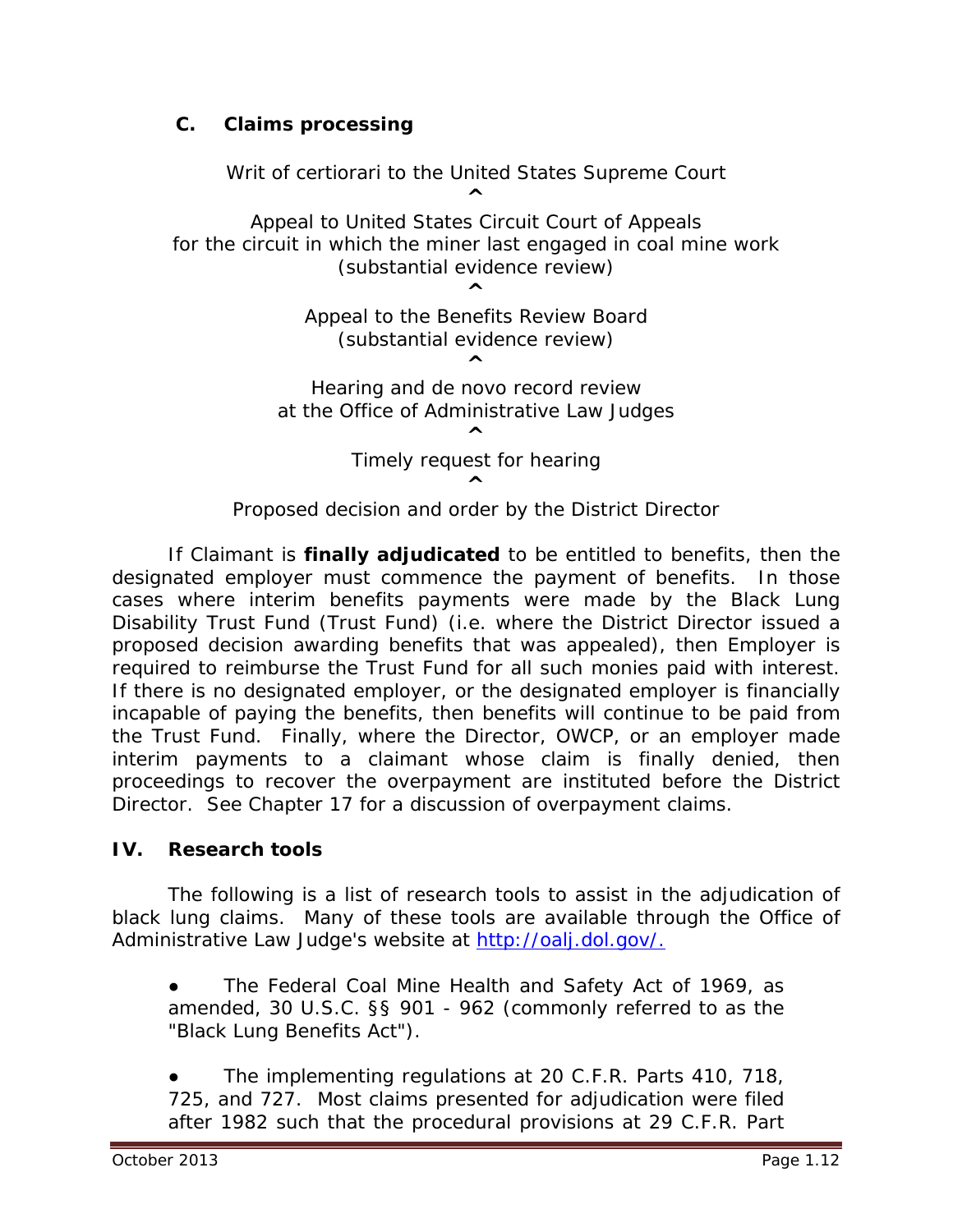### C. Claims processing

Writ of certiorari to the United States Supreme Court

^

Appeal to United States Circuit Court of Appeals
for the circuit in which the miner last engaged in coal mine work
(substantial evidence review)

^

Appeal to the Benefits Review Board
(substantial evidence review)

^

Hearing and de novo record review
at the Office of Administrative Law Judges

^

Timely request for hearing

^

Proposed decision and order by the District Director

If Claimant is **finally adjudicated** to be entitled to benefits, then the designated employer must commence the payment of benefits. In those cases where interim benefits payments were made by the Black Lung Disability Trust Fund (Trust Fund) (i.e. where the District Director issued a proposed decision awarding benefits that was appealed), then Employer is required to reimburse the Trust Fund for all such monies paid with interest. If there is no designated employer, or the designated employer is financially incapable of paying the benefits, then benefits will continue to be paid from the Trust Fund. Finally, where the Director, OWCP, or an employer made interim payments to a claimant whose claim is finally denied, then proceedings to recover the overpayment are instituted before the District Director. See Chapter 17 for a discussion of overpayment claims.

## IV. Research tools

The following is a list of research tools to assist in the adjudication of black lung claims. Many of these tools are available through the Office of Administrative Law Judge's website at http://oalj.dol.gov/.

- The Federal Coal Mine Health and Safety Act of 1969, as amended, 30 U.S.C. §§ 901 - 962 (commonly referred to as the "Black Lung Benefits Act").

- The implementing regulations at 20 C.F.R. Parts 410, 718, 725, and 727. Most claims presented for adjudication were filed after 1982 such that the procedural provisions at 29 C.F.R. Part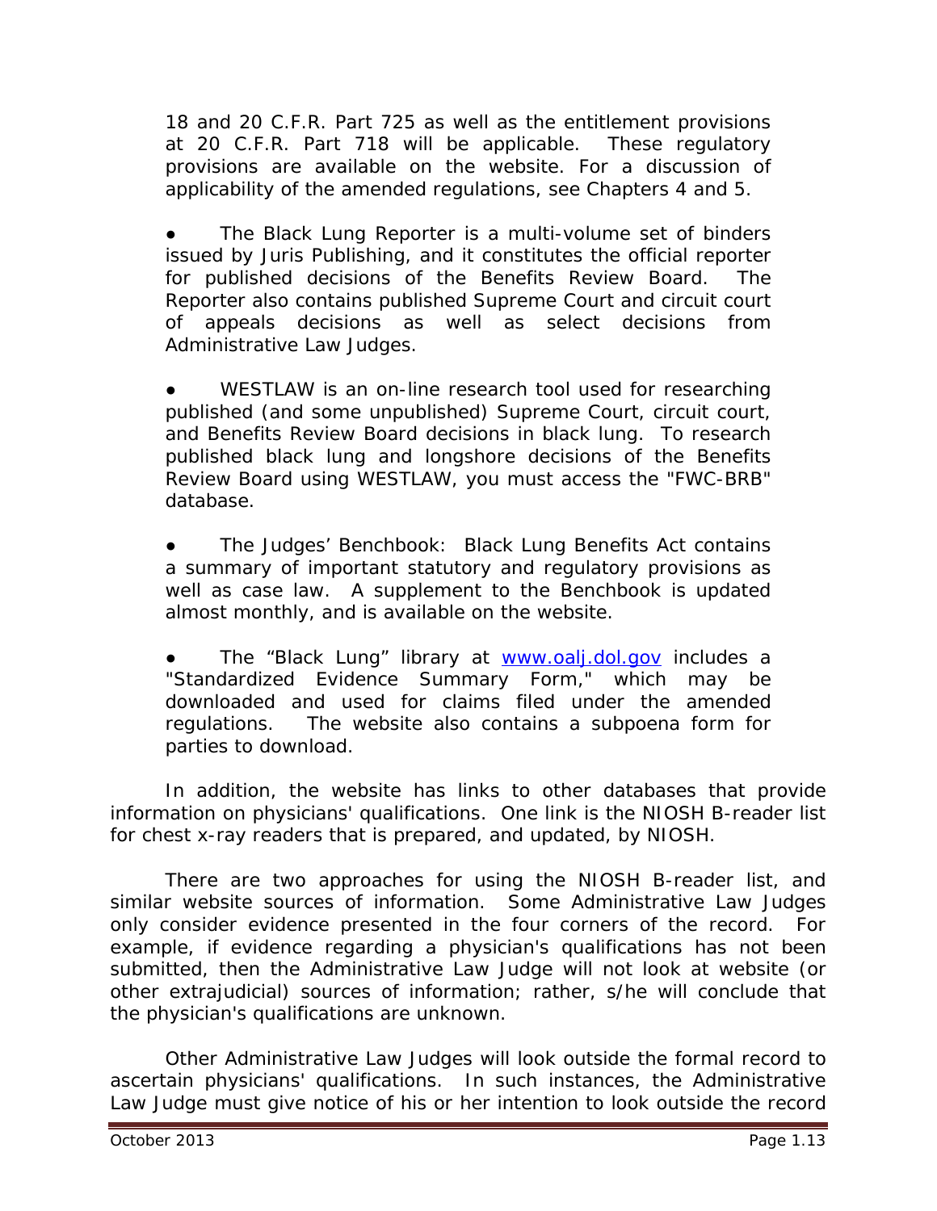18 and 20 C.F.R. Part 725 as well as the entitlement provisions at 20 C.F.R. Part 718 will be applicable. These regulatory provisions are available on the website. For a discussion of applicability of the amended regulations, see Chapters 4 and 5.

- The Black Lung Reporter is a multi-volume set of binders issued by Juris Publishing, and it constitutes the official reporter for published decisions of the Benefits Review Board. The Reporter also contains published Supreme Court and circuit court of appeals decisions as well as select decisions from Administrative Law Judges.

- WESTLAW is an on-line research tool used for researching published (and some unpublished) Supreme Court, circuit court, and Benefits Review Board decisions in black lung. To research published black lung and longshore decisions of the Benefits Review Board using WESTLAW, you must access the "FWC-BRB" database.

- The Judges' Benchbook: Black Lung Benefits Act contains a summary of important statutory and regulatory provisions as well as case law. A supplement to the Benchbook is updated almost monthly, and is available on the website.

- The "Black Lung" library at www.oalj.dol.gov includes a "Standardized Evidence Summary Form," which may be downloaded and used for claims filed under the amended regulations. The website also contains a subpoena form for parties to download.

In addition, the website has links to other databases that provide information on physicians' qualifications. One link is the NIOSH B-reader list for chest x-ray readers that is prepared, and updated, by NIOSH.

There are two approaches for using the NIOSH B-reader list, and similar website sources of information. Some Administrative Law Judges only consider evidence presented in the four corners of the record. For example, if evidence regarding a physician's qualifications has not been submitted, then the Administrative Law Judge will not look at website (or other extrajudicial) sources of information; rather, s/he will conclude that the physician's qualifications are unknown.

Other Administrative Law Judges will look outside the formal record to ascertain physicians' qualifications. In such instances, the Administrative Law Judge must give notice of his or her intention to look outside the record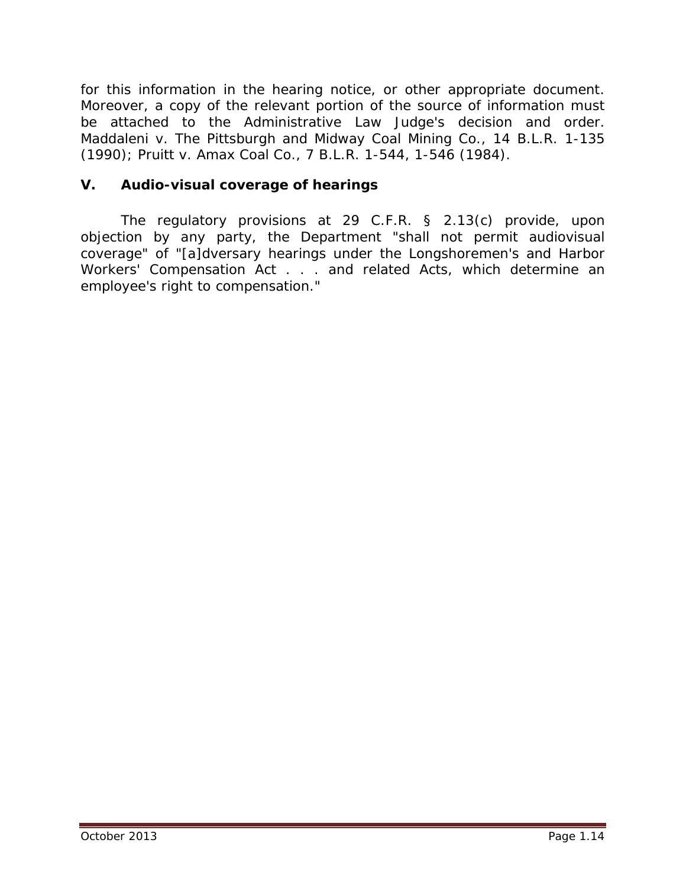for this information in the hearing notice, or other appropriate document. Moreover, a copy of the relevant portion of the source of information must be attached to the Administrative Law Judge's decision and order. *Maddaleni v. The Pittsburgh and Midway Coal Mining Co.*, 14 B.L.R. 1-135 (1990); *Pruitt v. Amax Coal Co.*, 7 B.L.R. 1-544, 1-546 (1984).

## V. Audio-visual coverage of hearings

The regulatory provisions at 29 C.F.R. § 2.13(c) provide, upon objection by any party, the Department "shall not permit audiovisual coverage" of "[a]dversary hearings under the Longshoremen's and Harbor Workers' Compensation Act . . . and related Acts, which determine an employee's right to compensation."